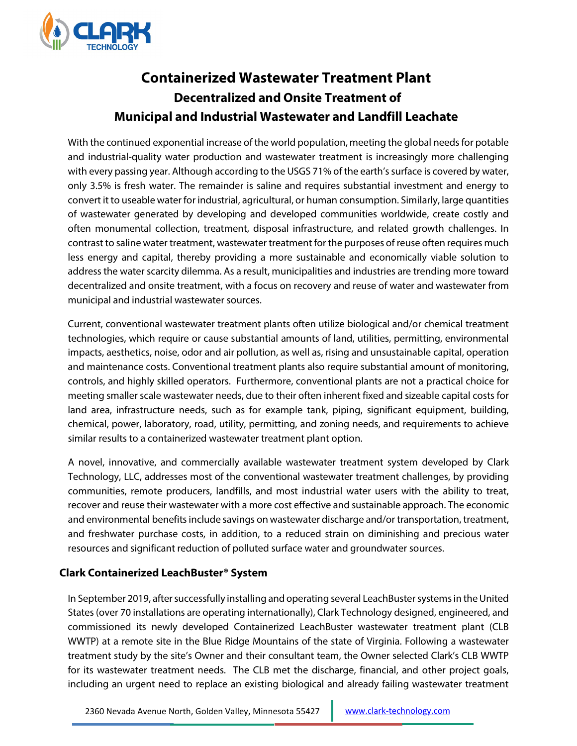# Containerized Wastewater Treatment Plant

## Decentralized and Onsite Treatment of Municipal and Industrial Wastewater and Landfill Leachate

With the continued exponential increase of the world population, meeting the global needs for potable and industrial-quality water production and wastewater treatment is increasingly more challenging with every passing year. Although according to the USGS 71% of the earth's surface is covered by water, only 3.5% is fresh water. The remainder is saline and requires substantial investment and energy to convert it to useable water for industrial, agricultural, or human consumption. Similarly, large quantities of wastewater generated by developing and developed communities worldwide, create costly and often monumental collection, treatment, disposal infrastructure, and related growth challenges. In contrast to saline water treatment, wastewater treatment for the purposes of reuse often requires much less energy and capital, thereby providing a more sustainable and economically viable solution to address the water scarcity dilemma. As a result, municipalities and industries are trending more toward decentralized and onsite treatment, with a focus on recovery and reuse of water and wastewater from municipal and industrial wastewater sources.

Current, conventional wastewater treatment plants often utilize biological and/or chemical treatment technologies, which require or cause substantial amounts of land, utilities, permitting, environmental impacts, aesthetics, noise, odor and air pollution, as well as, rising and unsustainable capital, operation and maintenance costs. Conventional treatment plants also require substantial amount of monitoring, controls, and highly skilled operators. Furthermore, conventional plants are not a practical choice for meeting smaller scale wastewater needs, due to their often inherent fixed and sizeable capital costs for land area, infrastructure needs, such as for example tank, piping, significant equipment, building, chemical, power, laboratory, road, utility, permitting, and zoning needs, and requirements to achieve similar results to a containerized wastewater treatment plant option.

A novel, innovative, and commercially available wastewater treatment system developed by Clark Technology, LLC, addresses most of the conventional wastewater treatment challenges, by providing communities, remote producers, landfills, and most industrial water users with the ability to treat, recover and reuse their wastewater with a more cost effective and sustainable approach. The economic and environmental benefits include savings on wastewater discharge and/or transportation, treatment, and freshwater purchase costs, in addition, to a reduced strain on diminishing and precious water resources and significant reduction of polluted surface water and groundwater sources.

### Clark Containerized LeachBuster® System

In September 2019, after successfully installing and operating several LeachBuster systems in the United States (over 70 installations are operating internationally), Clark Technology designed, engineered, and commissioned its newly developed Containerized LeachBuster wastewater treatment plant (CLB WWTP) at a remote site in the Blue Ridge Mountains of the state of Virginia. Following a wastewater treatment study by the site's Owner and their consultant team, the Owner selected Clark's CLB WWTP for its wastewater treatment needs. The CLB met the discharge, financial, and other project goals, including an urgent need to replace an existing biological and already failing wastewater treatment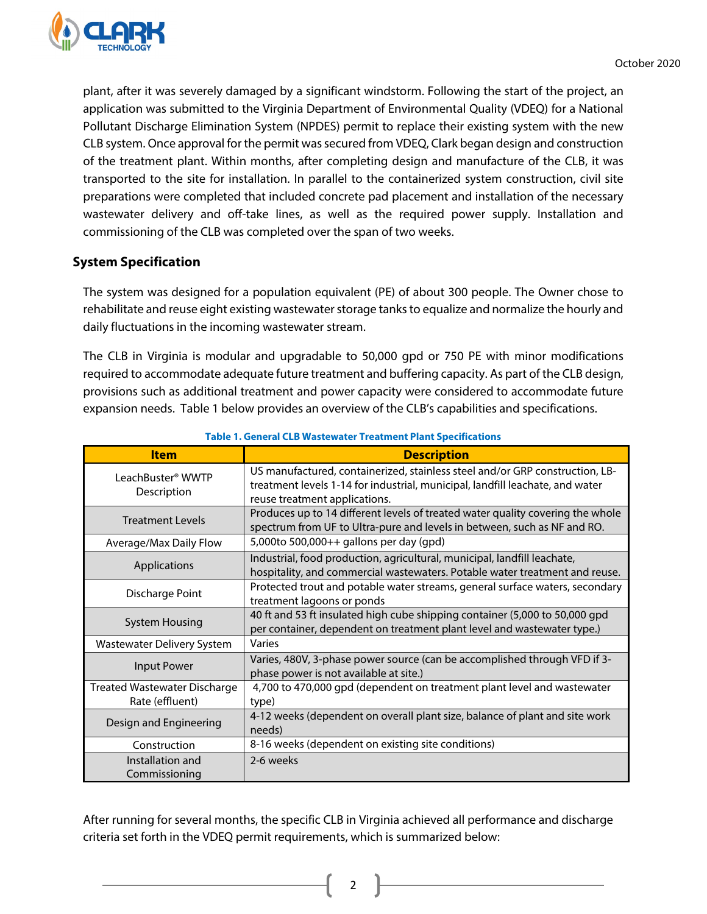plant, after it was severely damaged by a significant windstorm. Following the start of the project, an application was submitted to the Virginia Department of Environmental Quality (VDEQ) for a National Pollutant Discharge Elimination System (NPDES) permit to replace their existing system with the new CLB system. Once approval for the permit was secured from VDEQ, Clark began design and construction of the treatment plant. Within months, after completing design and manufacture of the CLB, it was transported to the site for installation. In parallel to the containerized system construction, civil site preparations were completed that included concrete pad placement and installation of the necessary wastewater delivery and off-take lines, as well as the required power supply. Installation and commissioning of the CLB was completed over the span of two weeks.

## System Specification

The system was designed for a population equivalent (PE) of about 300 people. The Owner chose to rehabilitate and reuse eight existing wastewater storage tanks to equalize and normalize the hourly and daily fluctuations in the incoming wastewater stream.

The CLB in Virginia is modular and upgradable to 50,000 gpd or 750 PE with minor modifications required to accommodate adequate future treatment and buffering capacity. As part of the CLB design, provisions such as additional treatment and power capacity were considered to accommodate future expansion needs. Table 1 below provides an overview of the CLB's capabilities and specifications.

**Table 1. General CLB Wastewater Treatment Plant Specifications**

| Item | Description |
|---|---|
| LeachBuster® WWTP Description | US manufactured, containerized, stainless steel and/or GRP construction, LB-treatment levels 1-14 for industrial, municipal, landfill leachate, and water reuse treatment applications. |
| Treatment Levels | Produces up to 14 different levels of treated water quality covering the whole spectrum from UF to Ultra-pure and levels in between, such as NF and RO. |
| Average/Max Daily Flow | 5,000to 500,000++ gallons per day (gpd) |
| Applications | Industrial, food production, agricultural, municipal, landfill leachate, hospitality, and commercial wastewaters. Potable water treatment and reuse. |
| Discharge Point | Protected trout and potable water streams, general surface waters, secondary treatment lagoons or ponds |
| System Housing | 40 ft and 53 ft insulated high cube shipping container (5,000 to 50,000 gpd per container, dependent on treatment plant level and wastewater type.) |
| Wastewater Delivery System | Varies |
| Input Power | Varies, 480V, 3-phase power source (can be accomplished through VFD if 3-phase power is not available at site.) |
| Treated Wastewater Discharge Rate (effluent) | 4,700 to 470,000 gpd (dependent on treatment plant level and wastewater type) |
| Design and Engineering | 4-12 weeks (dependent on overall plant size, balance of plant and site work needs) |
| Construction | 8-16 weeks (dependent on existing site conditions) |
| Installation and Commissioning | 2-6 weeks |

After running for several months, the specific CLB in Virginia achieved all performance and discharge criteria set forth in the VDEQ permit requirements, which is summarized below: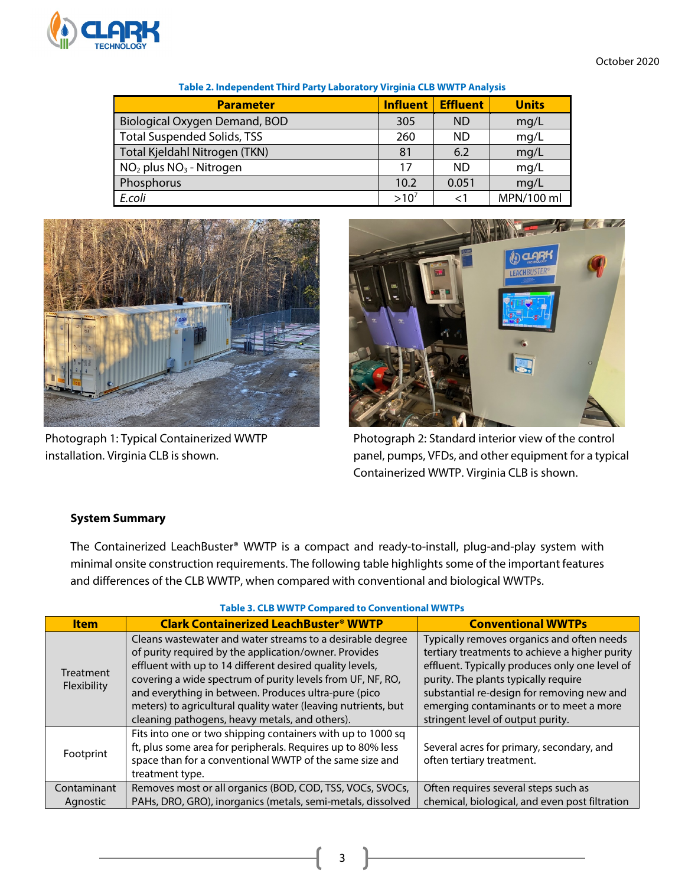October 2020

**Table 2. Independent Third Party Laboratory Virginia CLB WWTP Analysis**

| Parameter | Influent | Effluent | Units |
|---|---|---|---|
| Biological Oxygen Demand, BOD | 305 | ND | mg/L |
| Total Suspended Solids, TSS | 260 | ND | mg/L |
| Total Kjeldahl Nitrogen (TKN) | 81 | 6.2 | mg/L |
| $NO_2$ plus $NO_3$ - Nitrogen | 17 | ND | mg/L |
| Phosphorus | 10.2 | 0.051 | mg/L |
| *E.coli* | $>10^7$ | <1 | MPN/100 ml |

Photograph 1: Typical Containerized WWTP installation. Virginia CLB is shown.

Photograph 2: Standard interior view of the control panel, pumps, VFDs, and other equipment for a typical Containerized WWTP. Virginia CLB is shown.

**System Summary**

The Containerized LeachBuster® WWTP is a compact and ready-to-install, plug-and-play system with minimal onsite construction requirements. The following table highlights some of the important features and differences of the CLB WWTP, when compared with conventional and biological WWTPs.

**Table 3. CLB WWTP Compared to Conventional WWTPs**

| Item | Clark Containerized LeachBuster® WWTP | Conventional WWTPs |
|---|---|---|
| Treatment Flexibility | Cleans wastewater and water streams to a desirable degree of purity required by the application/owner. Provides effluent with up to 14 different desired quality levels, covering a wide spectrum of purity levels from UF, NF, RO, and everything in between. Produces ultra-pure (pico meters) to agricultural quality water (leaving nutrients, but cleaning pathogens, heavy metals, and others). | Typically removes organics and often needs tertiary treatments to achieve a higher purity effluent. Typically produces only one level of purity. The plants typically require substantial re-design for removing new and emerging contaminants or to meet a more stringent level of output purity. |
| Footprint | Fits into one or two shipping containers with up to 1000 sq ft, plus some area for peripherals. Requires up to 80% less space than for a conventional WWTP of the same size and treatment type. | Several acres for primary, secondary, and often tertiary treatment. |
| Contaminant Agnostic | Removes most or all organics (BOD, COD, TSS, VOCs, SVOCs, PAHs, DRO, GRO), inorganics (metals, semi-metals, dissolved | Often requires several steps such as chemical, biological, and even post filtration |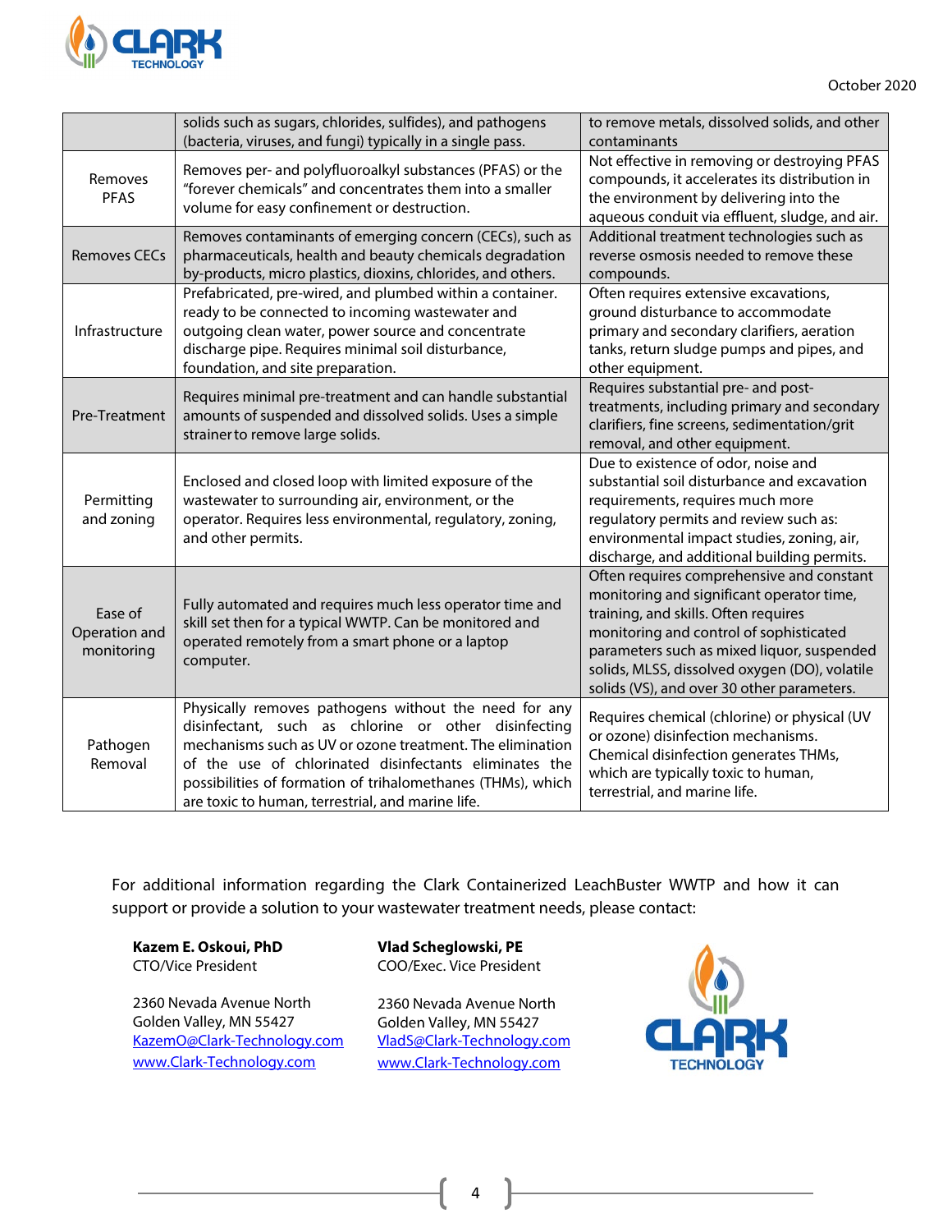| | | |
|---|---|---|
| | solids such as sugars, chlorides, sulfides), and pathogens (bacteria, viruses, and fungi) typically in a single pass. | to remove metals, dissolved solids, and other contaminants |
| Removes PFAS | Removes per- and polyfluoroalkyl substances (PFAS) or the "forever chemicals" and concentrates them into a smaller volume for easy confinement or destruction. | Not effective in removing or destroying PFAS compounds, it accelerates its distribution in the environment by delivering into the aqueous conduit via effluent, sludge, and air. |
| Removes CECs | Removes contaminants of emerging concern (CECs), such as pharmaceuticals, health and beauty chemicals degradation by-products, micro plastics, dioxins, chlorides, and others. | Additional treatment technologies such as reverse osmosis needed to remove these compounds. |
| Infrastructure | Prefabricated, pre-wired, and plumbed within a container. ready to be connected to incoming wastewater and outgoing clean water, power source and concentrate discharge pipe. Requires minimal soil disturbance, foundation, and site preparation. | Often requires extensive excavations, ground disturbance to accommodate primary and secondary clarifiers, aeration tanks, return sludge pumps and pipes, and other equipment. |
| Pre-Treatment | Requires minimal pre-treatment and can handle substantial amounts of suspended and dissolved solids. Uses a simple strainer to remove large solids. | Requires substantial pre- and post-treatments, including primary and secondary clarifiers, fine screens, sedimentation/grit removal, and other equipment. |
| Permitting and zoning | Enclosed and closed loop with limited exposure of the wastewater to surrounding air, environment, or the operator. Requires less environmental, regulatory, zoning, and other permits. | Due to existence of odor, noise and substantial soil disturbance and excavation requirements, requires much more regulatory permits and review such as: environmental impact studies, zoning, air, discharge, and additional building permits. |
| Ease of Operation and monitoring | Fully automated and requires much less operator time and skill set then for a typical WWTP. Can be monitored and operated remotely from a smart phone or a laptop computer. | Often requires comprehensive and constant monitoring and significant operator time, training, and skills. Often requires monitoring and control of sophisticated parameters such as mixed liquor, suspended solids, MLSS, dissolved oxygen (DO), volatile solids (VS), and over 30 other parameters. |
| Pathogen Removal | Physically removes pathogens without the need for any disinfectant, such as chlorine or other disinfecting mechanisms such as UV or ozone treatment. The elimination of the use of chlorinated disinfectants eliminates the possibilities of formation of trihalomethanes (THMs), which are toxic to human, terrestrial, and marine life. | Requires chemical (chlorine) or physical (UV or ozone) disinfection mechanisms. Chemical disinfection generates THMs, which are typically toxic to human, terrestrial, and marine life. |

For additional information regarding the Clark Containerized LeachBuster WWTP and how it can support or provide a solution to your wastewater treatment needs, please contact:

**Kazem E. Oskoui, PhD**
CTO/Vice President

2360 Nevada Avenue North
Golden Valley, MN 55427
KazemO@Clark-Technology.com
www.Clark-Technology.com

**Vlad Scheglowski, PE**
COO/Exec. Vice President

2360 Nevada Avenue North
Golden Valley, MN 55427
VladS@Clark-Technology.com
www.Clark-Technology.com